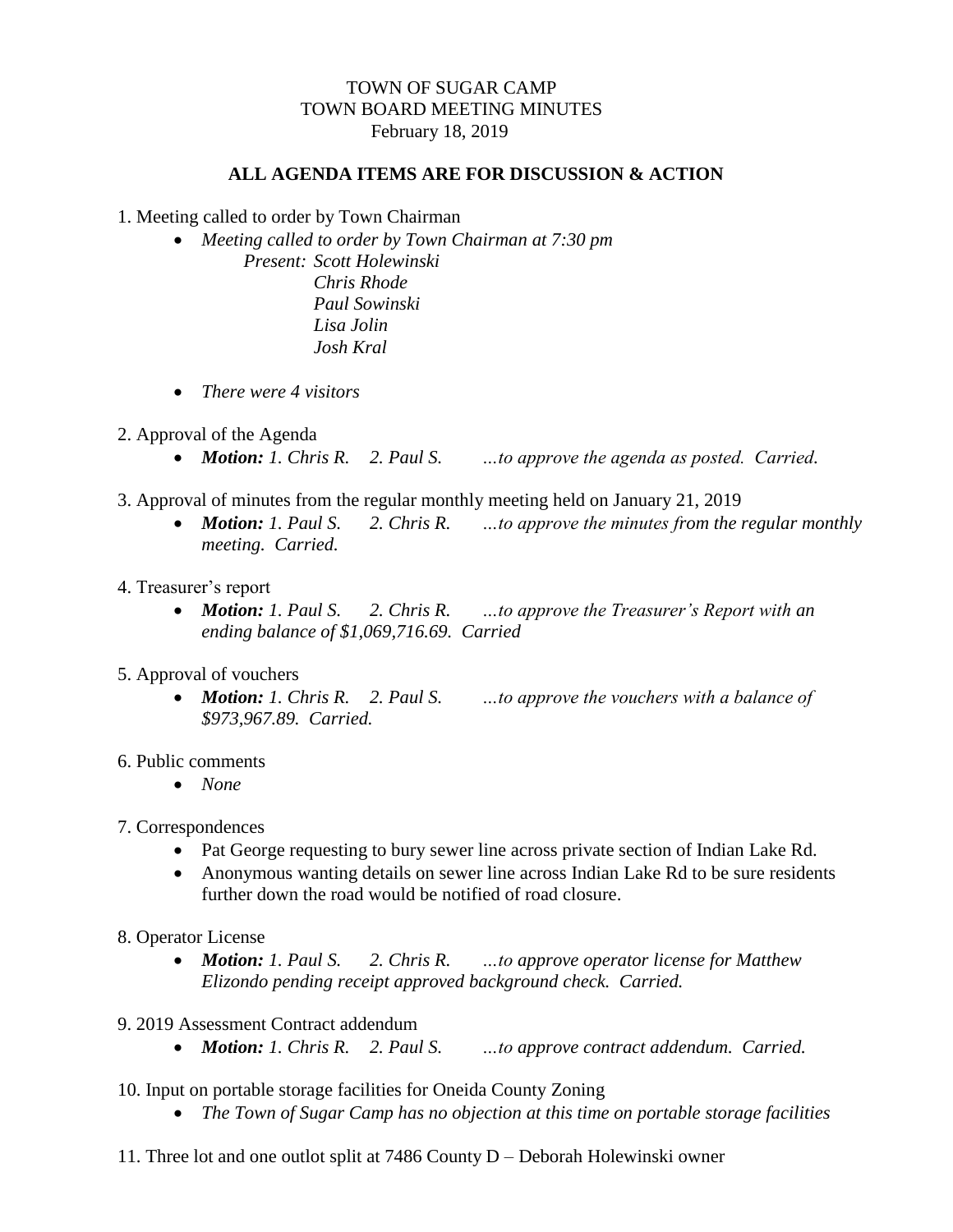TOWN OF SUGAR CAMP
TOWN BOARD MEETING MINUTES
February 18, 2019

**ALL AGENDA ITEMS ARE FOR DISCUSSION & ACTION**

1. Meeting called to order by Town Chairman
   - *Meeting called to order by Town Chairman at 7:30 pm*
     *Present: Scott Holewinski*
     *Chris Rhode*
     *Paul Sowinski*
     *Lisa Jolin*
     *Josh Kral*
   - *There were 4 visitors*

2. Approval of the Agenda
   - ***Motion:*** *1. Chris R. 2. Paul S. …to approve the agenda as posted. Carried.*

3. Approval of minutes from the regular monthly meeting held on January 21, 2019
   - ***Motion:*** *1. Paul S. 2. Chris R. …to approve the minutes from the regular monthly meeting. Carried.*

4. Treasurer's report
   - ***Motion:*** *1. Paul S. 2. Chris R. …to approve the Treasurer's Report with an ending balance of $1,069,716.69. Carried*

5. Approval of vouchers
   - ***Motion:*** *1. Chris R. 2. Paul S. …to approve the vouchers with a balance of $973,967.89. Carried.*

6. Public comments
   - *None*

7. Correspondences
   - Pat George requesting to bury sewer line across private section of Indian Lake Rd.
   - Anonymous wanting details on sewer line across Indian Lake Rd to be sure residents further down the road would be notified of road closure.

8. Operator License
   - ***Motion:*** *1. Paul S. 2. Chris R. …to approve operator license for Matthew Elizondo pending receipt approved background check. Carried.*

9. 2019 Assessment Contract addendum
   - ***Motion:*** *1. Chris R. 2. Paul S. …to approve contract addendum. Carried.*

10. Input on portable storage facilities for Oneida County Zoning
    - *The Town of Sugar Camp has no objection at this time on portable storage facilities*

11. Three lot and one outlot split at 7486 County D – Deborah Holewinski owner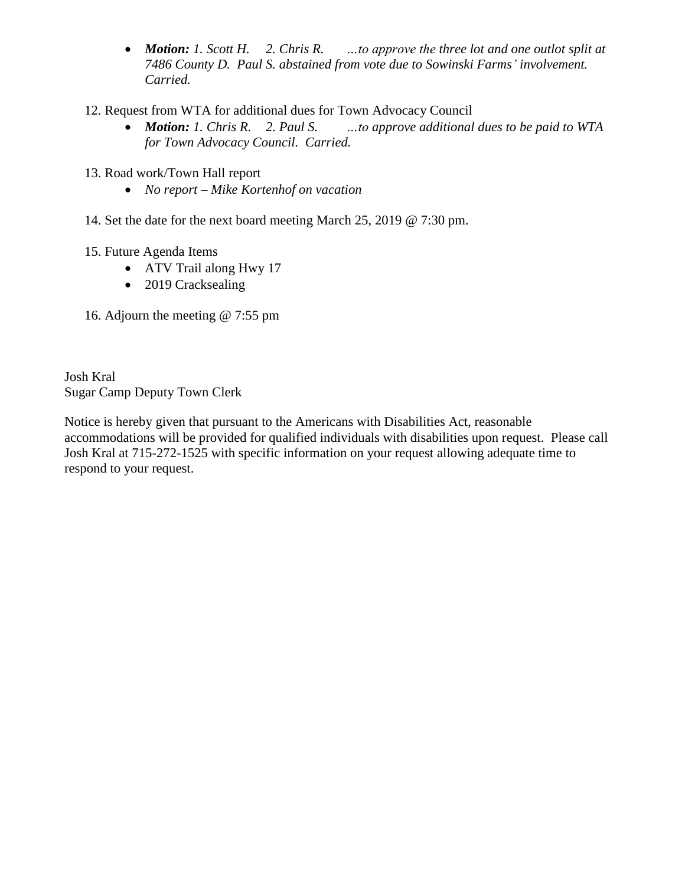- ***Motion:*** *1. Scott H.     2. Chris R.       …to approve the three lot and one outlot split at 7486 County D.  Paul S. abstained from vote due to Sowinski Farms' involvement. Carried.*

12. Request from WTA for additional dues for Town Advocacy Council
    - ***Motion:*** *1. Chris R.     2. Paul S.       …to approve additional dues to be paid to WTA for Town Advocacy Council.  Carried.*

13. Road work/Town Hall report
    - *No report – Mike Kortenhof on vacation*

14. Set the date for the next board meeting March 25, 2019 @ 7:30 pm.

15. Future Agenda Items
    - ATV Trail along Hwy 17
    - 2019 Cracksealing

16. Adjourn the meeting @ 7:55 pm

Josh Kral
Sugar Camp Deputy Town Clerk

Notice is hereby given that pursuant to the Americans with Disabilities Act, reasonable accommodations will be provided for qualified individuals with disabilities upon request.  Please call Josh Kral at 715-272-1525 with specific information on your request allowing adequate time to respond to your request.